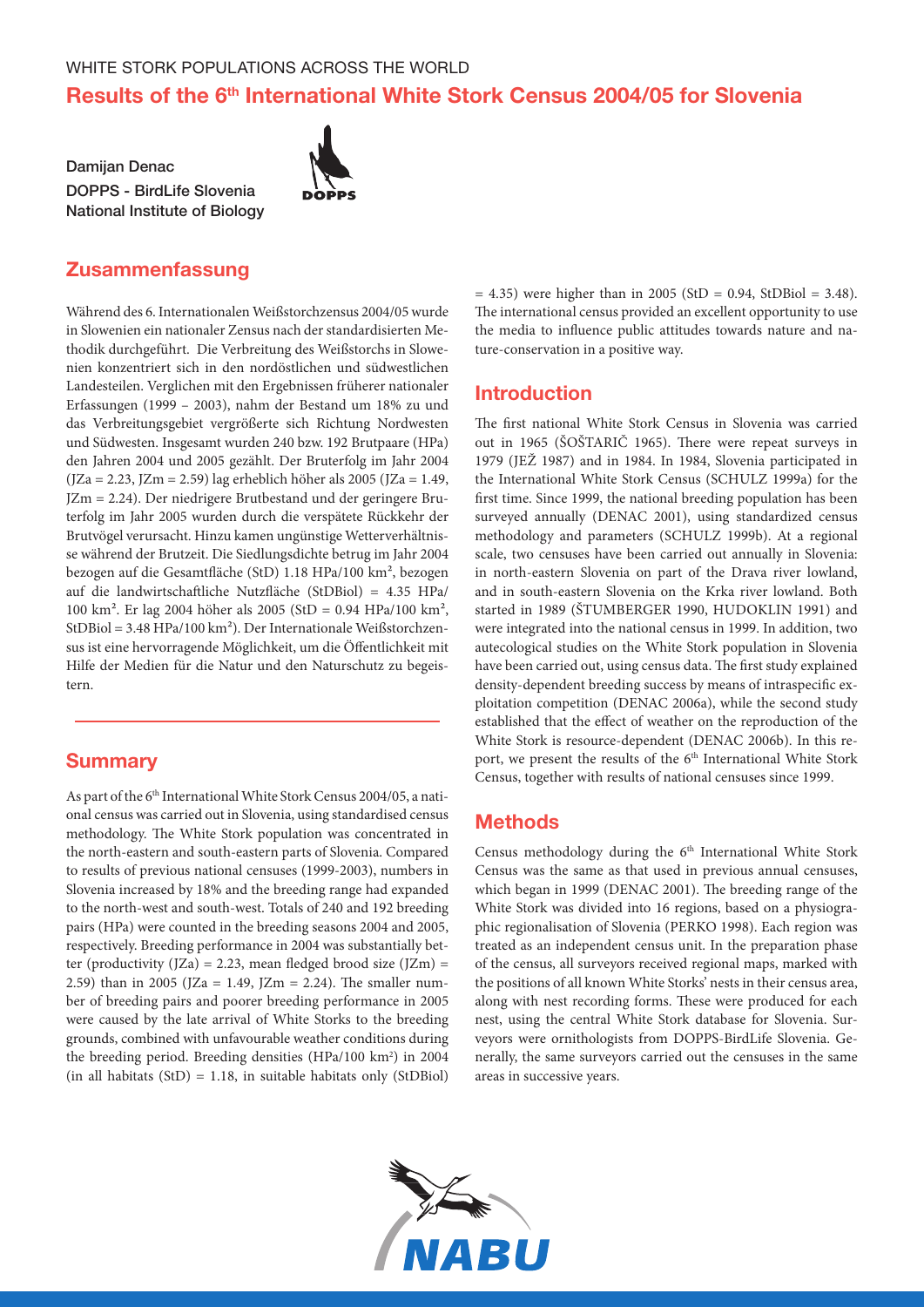WHITE STORK POPULATIONS ACROSS THE WORLD

# Results of the 6th International White Stork Census 2004/05 for Slovenia

**Damijan Denac**
**DOPPS - BirdLife Slovenia**
**National Institute of Biology**

## Zusammenfassung

Während des 6. Internationalen Weißstorchzensus 2004/05 wurde in Slowenien ein nationaler Zensus nach der standardisierten Methodik durchgeführt. Die Verbreitung des Weißstorchs in Slowenien konzentriert sich in den nordöstlichen und südwestlichen Landesteilen. Verglichen mit den Ergebnissen früherer nationaler Erfassungen (1999 – 2003), nahm der Bestand um 18% zu und das Verbreitungsgebiet vergrößerte sich Richtung Nordwesten und Südwesten. Insgesamt wurden 240 bzw. 192 Brutpaare (HPa) den Jahren 2004 und 2005 gezählt. Der Bruterfolg im Jahr 2004 (JZa = 2.23, JZm = 2.59) lag erheblich höher als 2005 (JZa = 1.49, JZm = 2.24). Der niedrigere Brutbestand und der geringere Bruterfolg im Jahr 2005 wurden durch die verspätete Rückkehr der Brutvögel verursacht. Hinzu kamen ungünstige Wetterverhältnisse während der Brutzeit. Die Siedlungsdichte betrug im Jahr 2004 bezogen auf die Gesamtfläche (StD) 1.18 HPa/100 km², bezogen auf die landwirtschaftliche Nutzfläche (StDBiol) = 4.35 HPa/100 km². Er lag 2004 höher als 2005 (StD = 0.94 HPa/100 km², StDBiol = 3.48 HPa/100 km²). Der Internationale Weißstorchzensus ist eine hervorragende Möglichkeit, um die Öffentlichkeit mit Hilfe der Medien für die Natur und den Naturschutz zu begeistern.

## Summary

As part of the 6th International White Stork Census 2004/05, a national census was carried out in Slovenia, using standardised census methodology. The White Stork population was concentrated in the north-eastern and south-eastern parts of Slovenia. Compared to results of previous national censuses (1999-2003), numbers in Slovenia increased by 18% and the breeding range had expanded to the north-west and south-west. Totals of 240 and 192 breeding pairs (HPa) were counted in the breeding seasons 2004 and 2005, respectively. Breeding performance in 2004 was substantially better (productivity (JZa) = 2.23, mean fledged brood size (JZm) = 2.59) than in 2005 (JZa = 1.49, JZm = 2.24). The smaller number of breeding pairs and poorer breeding performance in 2005 were caused by the late arrival of White Storks to the breeding grounds, combined with unfavourable weather conditions during the breeding period. Breeding densities (HPa/100 km²) in 2004 (in all habitats (StD) = 1.18, in suitable habitats only (StDBiol) = 4.35) were higher than in 2005 (StD = 0.94, StDBiol = 3.48). The international census provided an excellent opportunity to use the media to influence public attitudes towards nature and nature-conservation in a positive way.

## Introduction

The first national White Stork Census in Slovenia was carried out in 1965 (ŠOŠTARIČ 1965). There were repeat surveys in 1979 (JEŽ 1987) and in 1984. In 1984, Slovenia participated in the International White Stork Census (SCHULZ 1999a) for the first time. Since 1999, the national breeding population has been surveyed annually (DENAC 2001), using standardized census methodology and parameters (SCHULZ 1999b). At a regional scale, two censuses have been carried out annually in Slovenia: in north-eastern Slovenia on part of the Drava river lowland, and in south-eastern Slovenia on the Krka river lowland. Both started in 1989 (ŠTUMBERGER 1990, HUDOKLIN 1991) and were integrated into the national census in 1999. In addition, two autecological studies on the White Stork population in Slovenia have been carried out, using census data. The first study explained density-dependent breeding success by means of intraspecific exploitation competition (DENAC 2006a), while the second study established that the effect of weather on the reproduction of the White Stork is resource-dependent (DENAC 2006b). In this report, we present the results of the 6th International White Stork Census, together with results of national censuses since 1999.

## Methods

Census methodology during the 6th International White Stork Census was the same as that used in previous annual censuses, which began in 1999 (DENAC 2001). The breeding range of the White Stork was divided into 16 regions, based on a physiographic regionalisation of Slovenia (PERKO 1998). Each region was treated as an independent census unit. In the preparation phase of the census, all surveyors received regional maps, marked with the positions of all known White Storks' nests in their census area, along with nest recording forms. These were produced for each nest, using the central White Stork database for Slovenia. Surveyors were ornithologists from DOPPS-BirdLife Slovenia. Generally, the same surveyors carried out the censuses in the same areas in successive years.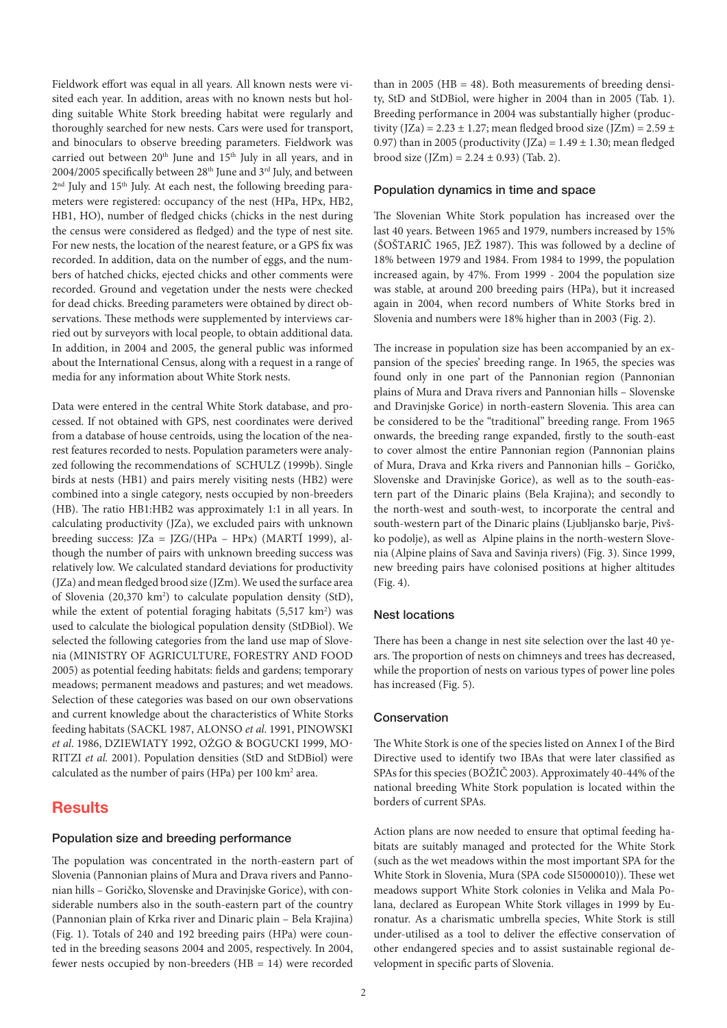Fieldwork effort was equal in all years. All known nests were visited each year. In addition, areas with no known nests but holding suitable White Stork breeding habitat were regularly and thoroughly searched for new nests. Cars were used for transport, and binoculars to observe breeding parameters. Fieldwork was carried out between 20th June and 15th July in all years, and in 2004/2005 specifically between 28th June and 3rd July, and between 2nd July and 15th July. At each nest, the following breeding parameters were registered: occupancy of the nest (HPa, HPx, HB2, HB1, HO), number of fledged chicks (chicks in the nest during the census were considered as fledged) and the type of nest site. For new nests, the location of the nearest feature, or a GPS fix was recorded. In addition, data on the number of eggs, and the numbers of hatched chicks, ejected chicks and other comments were recorded. Ground and vegetation under the nests were checked for dead chicks. Breeding parameters were obtained by direct observations. These methods were supplemented by interviews carried out by surveyors with local people, to obtain additional data. In addition, in 2004 and 2005, the general public was informed about the International Census, along with a request in a range of media for any information about White Stork nests.

Data were entered in the central White Stork database, and processed. If not obtained with GPS, nest coordinates were derived from a database of house centroids, using the location of the nearest features recorded to nests. Population parameters were analyzed following the recommendations of SCHULZ (1999b). Single birds at nests (HB1) and pairs merely visiting nests (HB2) were combined into a single category, nests occupied by non-breeders (HB). The ratio HB1:HB2 was approximately 1:1 in all years. In calculating productivity (JZa), we excluded pairs with unknown breeding success: JZa = JZG/(HPa – HPx) (MARTÍ 1999), although the number of pairs with unknown breeding success was relatively low. We calculated standard deviations for productivity (JZa) and mean fledged brood size (JZm). We used the surface area of Slovenia (20,370 km$^2$) to calculate population density (StD), while the extent of potential foraging habitats (5,517 km$^2$) was used to calculate the biological population density (StDBiol). We selected the following categories from the land use map of Slovenia (MINISTRY OF AGRICULTURE, FORESTRY AND FOOD 2005) as potential feeding habitats: fields and gardens; temporary meadows; permanent meadows and pastures; and wet meadows. Selection of these categories was based on our own observations and current knowledge about the characteristics of White Storks feeding habitats (SACKL 1987, ALONSO *et al*. 1991, PINOWSKI *et al*. 1986, DZIEWIATY 1992, OŻGO & BOGUCKI 1999, MORITZI *et al.* 2001). Population densities (StD and StDBiol) were calculated as the number of pairs (HPa) per 100 km$^2$ area.

# Results

## Population size and breeding performance

The population was concentrated in the north-eastern part of Slovenia (Pannonian plains of Mura and Drava rivers and Pannonian hills – Goričko, Slovenske and Dravinjske Gorice), with considerable numbers also in the south-eastern part of the country (Pannonian plain of Krka river and Dinaric plain – Bela Krajina) (Fig. 1). Totals of 240 and 192 breeding pairs (HPa) were counted in the breeding seasons 2004 and 2005, respectively. In 2004, fewer nests occupied by non-breeders (HB = 14) were recorded than in 2005 (HB = 48). Both measurements of breeding density, StD and StDBiol, were higher in 2004 than 2005 (Tab. 1). Breeding performance in 2004 was substantially higher (productivity (JZa) = 2.23 ± 1.27; mean fledged brood size (JZm) = 2.59 ± 0.97) than in 2005 (productivity (JZa) = 1.49 ± 1.30; mean fledged brood size (JZm) = 2.24 ± 0.93) (Tab. 2).

## Population dynamics in time and space

The Slovenian White Stork population has increased over the last 40 years. Between 1965 and 1979, numbers increased by 15% (ŠOŠTARIČ 1965, JEŽ 1987). This was followed by a decline of 18% between 1979 and 1984. From 1984 to 1999, the population increased again, by 47%. From 1999 - 2004 the population size was stable, at around 200 breeding pairs (HPa), but it increased again in 2004, when record numbers of White Storks bred in Slovenia and numbers were 18% higher than in 2003 (Fig. 2).

The increase in population size has been accompanied by an expansion of the species' breeding range. In 1965, the species was found only in one part of the Pannonian region (Pannonian plains of Mura and Drava rivers and Pannonian hills – Slovenske and Dravinjske Gorice) in north-eastern Slovenia. This area can be considered to be the "traditional" breeding range. From 1965 onwards, the breeding range expanded, firstly to the south-east to cover almost the entire Pannonian region (Pannonian plains of Mura, Drava and Krka rivers and Pannonian hills – Goričko, Slovenske and Dravinjske Gorice), as well as to the south-eastern part of the Dinaric plains (Bela Krajina); and secondly to the north-west and south-west, to incorporate the central and south-western part of the Dinaric plains (Ljubljansko barje, Pivško podolje), as well as Alpine plains in the north-western Slovenia (Alpine plains of Sava and Savinja rivers) (Fig. 3). Since 1999, new breeding pairs have colonised positions at higher altitudes (Fig. 4).

## Nest locations

There has been a change in nest site selection over the last 40 years. The proportion of nests on chimneys and trees has decreased, while the proportion of nests on various types of power line poles has increased (Fig. 5).

## Conservation

The White Stork is one of the species listed on Annex I of the Bird Directive used to identify two IBAs that were later classified as SPAs for this species (BOŽIČ 2003). Approximately 40-44% of the national breeding White Stork population is located within the borders of current SPAs.

Action plans are now needed to ensure that optimal feeding habitats are suitably managed and protected for the White Stork (such as the wet meadows within the most important SPA for the White Stork in Slovenia, Mura (SPA code SI5000010)). These wet meadows support White Stork colonies in Velika and Mala Polana, declared as European White Stork villages in 1999 by Euronatur. As a charismatic umbrella species, White Stork is still under-utilised as a tool to deliver the effective conservation of other endangered species and to assist sustainable regional development in specific parts of Slovenia.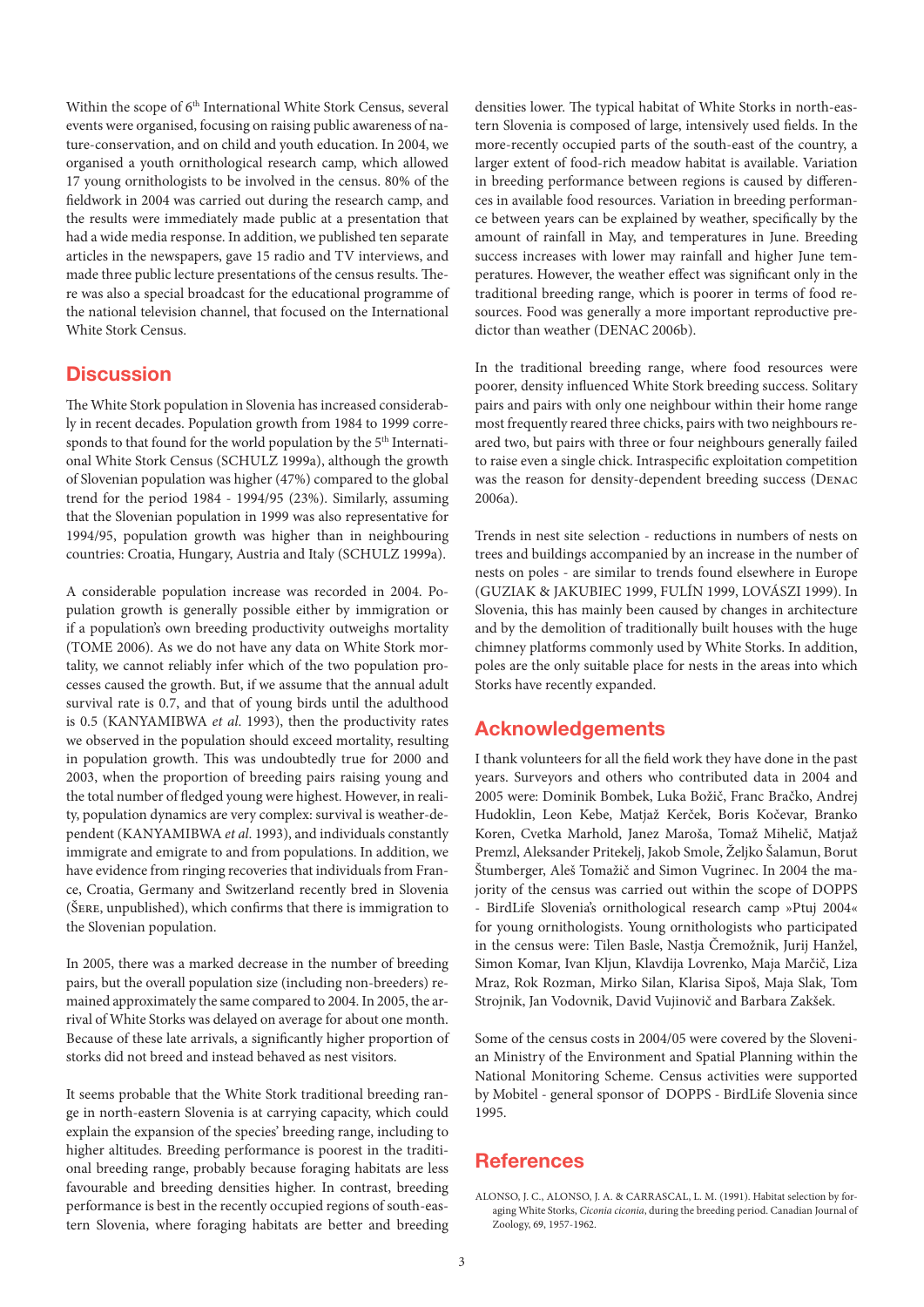Within the scope of 6th International White Stork Census, several events were organised, focusing on raising public awareness of nature-conservation, and on child and youth education. In 2004, we organised a youth ornithological research camp, which allowed 17 young ornithologists to be involved in the census. 80% of the fieldwork in 2004 was carried out during the research camp, and the results were immediately made public at a presentation that had a wide media response. In addition, we published ten separate articles in the newspapers, gave 15 radio and TV interviews, and made three public lecture presentations of the census results. There was also a special broadcast for the educational programme of the national television channel, that focused on the International White Stork Census.

## Discussion

The White Stork population in Slovenia has increased considerably in recent decades. Population growth from 1984 to 1999 corresponds to that found for the world population by the 5th International White Stork Census (SCHULZ 1999a), although the growth of Slovenian population was higher (47%) compared to the global trend for the period 1984 - 1994/95 (23%). Similarly, assuming that the Slovenian population in 1999 was also representative for 1994/95, population growth was higher than in neighbouring countries: Croatia, Hungary, Austria and Italy (SCHULZ 1999a).

A considerable population increase was recorded in 2004. Population growth is generally possible either by immigration or if a population's own breeding productivity outweighs mortality (TOME 2006). As we do not have any data on White Stork mortality, we cannot reliably infer which of the two population processes caused the growth. But, if we assume that the annual adult survival rate is 0.7, and that of young birds until the adulthood is 0.5 (KANYAMIBWA *et al*. 1993), then the productivity rates we observed in the population should exceed mortality, resulting in population growth. This was undoubtedly true for 2000 and 2003, when the proportion of breeding pairs raising young and the total number of fledged young were highest. However, in reality, population dynamics are very complex: survival is weather-dependent (KANYAMIBWA *et al*. 1993), and individuals constantly immigrate and emigrate to and from populations. In addition, we have evidence from ringing recoveries that individuals from France, Croatia, Germany and Switzerland recently bred in Slovenia (Šere, unpublished), which confirms that there is immigration to the Slovenian population.

In 2005, there was a marked decrease in the number of breeding pairs, but the overall population size (including non-breeders) remained approximately the same compared to 2004. In 2005, the arrival of White Storks was delayed on average for about one month. Because of these late arrivals, a significantly higher proportion of storks did not breed and instead behaved as nest visitors.

It seems probable that the White Stork traditional breeding range in north-eastern Slovenia is at carrying capacity, which could explain the expansion of the species' breeding range, including to higher altitudes. Breeding performance is poorest in the traditional breeding range, probably because foraging habitats are less favourable and breeding densities higher. In contrast, breeding performance is best in the recently occupied regions of south-eastern Slovenia, where foraging habitats are better and breeding densities lower. The typical habitat of White Storks in north-eastern Slovenia is composed of large, intensively used fields. In the more-recently occupied parts of the south-east of the country, a larger extent of food-rich meadow habitat is available. Variation in breeding performance between regions is caused by differences in available food resources. Variation in breeding performance between years can be explained by weather, specifically by the amount of rainfall in May, and temperatures in June. Breeding success increases with lower may rainfall and higher June temperatures. However, the weather effect was significant only in the traditional breeding range, which is poorer in terms of food resources. Food was generally a more important reproductive predictor than weather (DENAC 2006b).

In the traditional breeding range, where food resources were poorer, density influenced White Stork breeding success. Solitary pairs and pairs with only one neighbour within their home range most frequently reared three chicks, pairs with two neighbours reared two, but pairs with three or four neighbours generally failed to raise even a single chick. Intraspecific exploitation competition was the reason for density-dependent breeding success (Denac 2006a).

Trends in nest site selection - reductions in numbers of nests on trees and buildings accompanied by an increase in the number of nests on poles - are similar to trends found elsewhere in Europe (GUZIAK & JAKUBIEC 1999, FULÍN 1999, LOVÁSZI 1999). In Slovenia, this has mainly been caused by changes in architecture and by the demolition of traditionally built houses with the huge chimney platforms commonly used by White Storks. In addition, poles are the only suitable place for nests in the areas into which Storks have recently expanded.

## Acknowledgements

I thank volunteers for all the field work they have done in the past years. Surveyors and others who contributed data in 2004 and 2005 were: Dominik Bombek, Luka Božič, Franc Bračko, Andrej Hudoklin, Leon Kebe, Matjaž Kerček, Boris Kočevar, Branko Koren, Cvetka Marhold, Janez Maroša, Tomaž Mihelič, Matjaž Premzl, Aleksander Pritekelj, Jakob Smole, Željko Šalamun, Borut Štumberger, Aleš Tomažič and Simon Vugrinec. In 2004 the majority of the census was carried out within the scope of DOPPS - BirdLife Slovenia's ornithological research camp »Ptuj 2004« for young ornithologists. Young ornithologists who participated in the census were: Tilen Basle, Nastja Čremožnik, Jurij Hanžel, Simon Komar, Ivan Kljun, Klavdija Lovrenko, Maja Marčič, Liza Mraz, Rok Rozman, Mirko Silan, Klarisa Sipoš, Maja Slak, Tom Strojnik, Jan Vodovnik, David Vujinovič and Barbara Zakšek.

Some of the census costs in 2004/05 were covered by the Slovenian Ministry of the Environment and Spatial Planning within the National Monitoring Scheme. Census activities were supported by Mobitel - general sponsor of DOPPS - BirdLife Slovenia since 1995.

## References

ALONSO, J. C., ALONSO, J. A. & CARRASCAL, L. M. (1991). Habitat selection by foraging White Storks, *Ciconia ciconia*, during the breeding period. Canadian Journal of Zoology, 69, 1957-1962.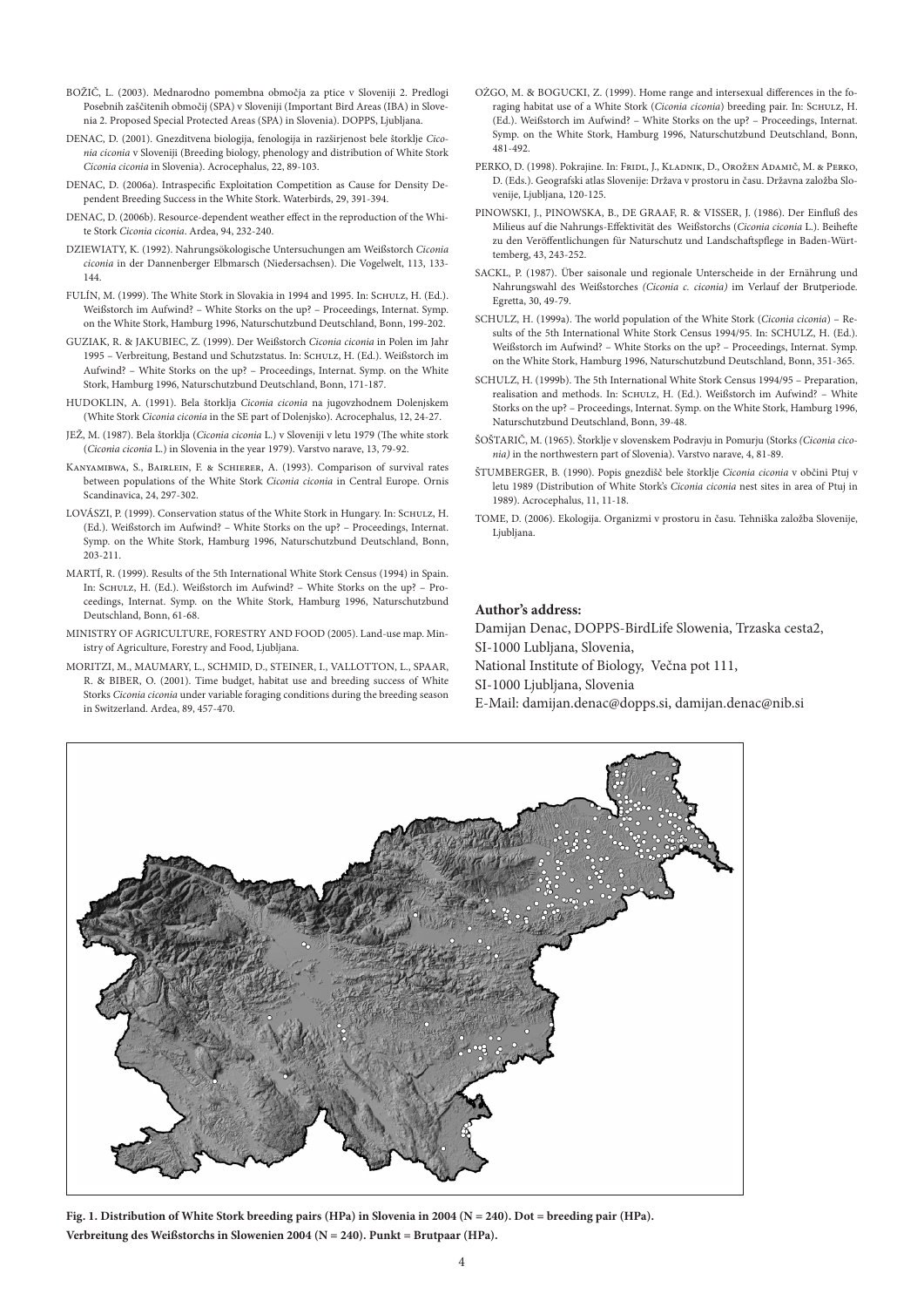BOŽIČ, L. (2003). Mednarodno pomembna območja za ptice v Sloveniji 2. Predlogi Posebnih zaščitenih območij (SPA) v Sloveniji (Important Bird Areas (IBA) in Slovenia 2. Proposed Special Protected Areas (SPA) in Slovenia). DOPPS, Ljubljana.

DENAC, D. (2001). Gnezditvena biologija, fenologija in razširjenost bele štorklje *Ciconia ciconia* v Sloveniji (Breeding biology, phenology and distribution of White Stork *Ciconia ciconia* in Slovenia). Acrocephalus, 22, 89-103.

DENAC, D. (2006a). Intraspecific Exploitation Competition as Cause for Density Dependent Breeding Success in the White Stork. Waterbirds, 29, 391-394.

DENAC, D. (2006b). Resource-dependent weather effect in the reproduction of the White Stork *Ciconia ciconia*. Ardea, 94, 232-240.

DZIEWIATY, K. (1992). Nahrungsökologische Untersuchungen am Weißstorch *Ciconia ciconia* in der Dannenberger Elbmarsch (Niedersachsen). Die Vogelwelt, 113, 133-144.

FULÍN, M. (1999). The White Stork in Slovakia in 1994 and 1995. In: SCHULZ, H. (Ed.). Weißstorch im Aufwind? – White Storks on the up? – Proceedings, Internat. Symp. on the White Stork, Hamburg 1996, Naturschutzbund Deutschland, Bonn, 199-202.

GUZIAK, R. & JAKUBIEC, Z. (1999). Der Weißstorch *Ciconia ciconia* in Polen im Jahr 1995 – Verbreitung, Bestand und Schutzstatus. In: SCHULZ, H. (Ed.). Weißstorch im Aufwind? – White Storks on the up? – Proceedings, Internat. Symp. on the White Stork, Hamburg 1996, Naturschutzbund Deutschland, Bonn, 171-187.

HUDOKLIN, A. (1991). Bela štorklja *Ciconia ciconia* na jugovzhodnem Dolenjskem (White Stork *Ciconia ciconia* in the SE part of Dolenjsko). Acrocephalus, 12, 24-27.

JEŽ, M. (1987). Bela štorklja (*Ciconia ciconia* L.) v Sloveniji v letu 1979 (The white stork (*Ciconia ciconia* L.) in Slovenia in the year 1979). Varstvo narave, 13, 79-92.

KANYAMIBWA, S., BAIRLEIN, F. & SCHIERER, A. (1993). Comparison of survival rates between populations of the White Stork *Ciconia ciconia* in Central Europe. Ornis Scandinavica, 24, 297-302.

LOVÁSZI, P. (1999). Conservation status of the White Stork in Hungary. In: SCHULZ, H. (Ed.). Weißstorch im Aufwind? – White Storks on the up? – Proceedings, Internat. Symp. on the White Stork, Hamburg 1996, Naturschutzbund Deutschland, Bonn, 203-211.

MARTÍ, R. (1999). Results of the 5th International White Stork Census (1994) in Spain. In: SCHULZ, H. (Ed.). Weißstorch im Aufwind? – White Storks on the up? – Proceedings, Internat. Symp. on the White Stork, Hamburg 1996, Naturschutzbund Deutschland, Bonn, 61-68.

MINISTRY OF AGRICULTURE, FORESTRY AND FOOD (2005). Land-use map. Ministry of Agriculture, Forestry and Food, Ljubljana.

MORITZI, M., MAUMARY, L., SCHMID, D., STEINER, I., VALLOTTON, L., SPAAR, R. & BIBER, O. (2001). Time budget, habitat use and breeding success of White Storks *Ciconia ciconia* under variable foraging conditions during the breeding season in Switzerland. Ardea, 89, 457-470.

OŻGO, M. & BOGUCKI, Z. (1999). Home range and intersexual differences in the foraging habitat use of a White Stork (*Ciconia ciconia*) breeding pair. In: SCHULZ, H. (Ed.). Weißstorch im Aufwind? – White Storks on the up? – Proceedings, Internat. Symp. on the White Stork, Hamburg 1996, Naturschutzbund Deutschland, Bonn, 481-492.

PERKO, D. (1998). Pokrajine. In: FRIDL, J., KLADNIK, D., OROŽEN ADAMIČ, M. & PERKO, D. (Eds.). Geografski atlas Slovenije: Država v prostoru in času. Državna založba Slovenije, Ljubljana, 120-125.

PINOWSKI, J., PINOWSKA, B., DE GRAAF, R. & VISSER, J. (1986). Der Einfluß des Milieus auf die Nahrungs-Effektivität des Weißstorchs (*Ciconia ciconia* L.). Beihefte zu den Veröffentlichungen für Naturschutz und Landschaftspflege in Baden-Württemberg, 43, 243-252.

SACKL, P. (1987). Über saisonale und regionale Unterscheide in der Ernährung und Nahrungswahl des Weißstorches *(Ciconia c. ciconia)* im Verlauf der Brutperiode. Egretta, 30, 49-79.

SCHULZ, H. (1999a). The world population of the White Stork (*Ciconia ciconia*) – Results of the 5th International White Stork Census 1994/95. In: SCHULZ, H. (Ed.). Weißstorch im Aufwind? – White Storks on the up? – Proceedings, Internat. Symp. on the White Stork, Hamburg 1996, Naturschutzbund Deutschland, Bonn, 351-365.

SCHULZ, H. (1999b). The 5th International White Stork Census 1994/95 – Preparation, realisation and methods. In: SCHULZ, H. (Ed.). Weißstorch im Aufwind? – White Storks on the up? – Proceedings, Internat. Symp. on the White Stork, Hamburg 1996, Naturschutzbund Deutschland, Bonn, 39-48.

ŠOŠTARIČ, M. (1965). Štorklje v slovenskem Podravju in Pomurju (Storks *(Ciconia ciconia)* in the northwestern part of Slovenia). Varstvo narave, 4, 81-89.

ŠTUMBERGER, B. (1990). Popis gnezdišč bele štorklje *Ciconia ciconia* v občini Ptuj v letu 1989 (Distribution of White Stork's *Ciconia ciconia* nest sites in area of Ptuj in 1989). Acrocephalus, 11, 11-18.

TOME, D. (2006). Ekologija. Organizmi v prostoru in času. Tehniška založba Slovenije, Ljubljana.

**Author's address:**

Damijan Denac, DOPPS-BirdLife Slowenia, Trzaska cesta2,
SI-1000 Lubljana, Slovenia,
National Institute of Biology, Večna pot 111,
SI-1000 Ljubljana, Slovenia
E-Mail: damijan.denac@dopps.si, damijan.denac@nib.si

**Fig. 1. Distribution of White Stork breeding pairs (HPa) in Slovenia in 2004 (N = 240). Dot = breeding pair (HPa).**
**Verbreitung des Weißstorchs in Slowenien 2004 (N = 240). Punkt = Brutpaar (HPa).**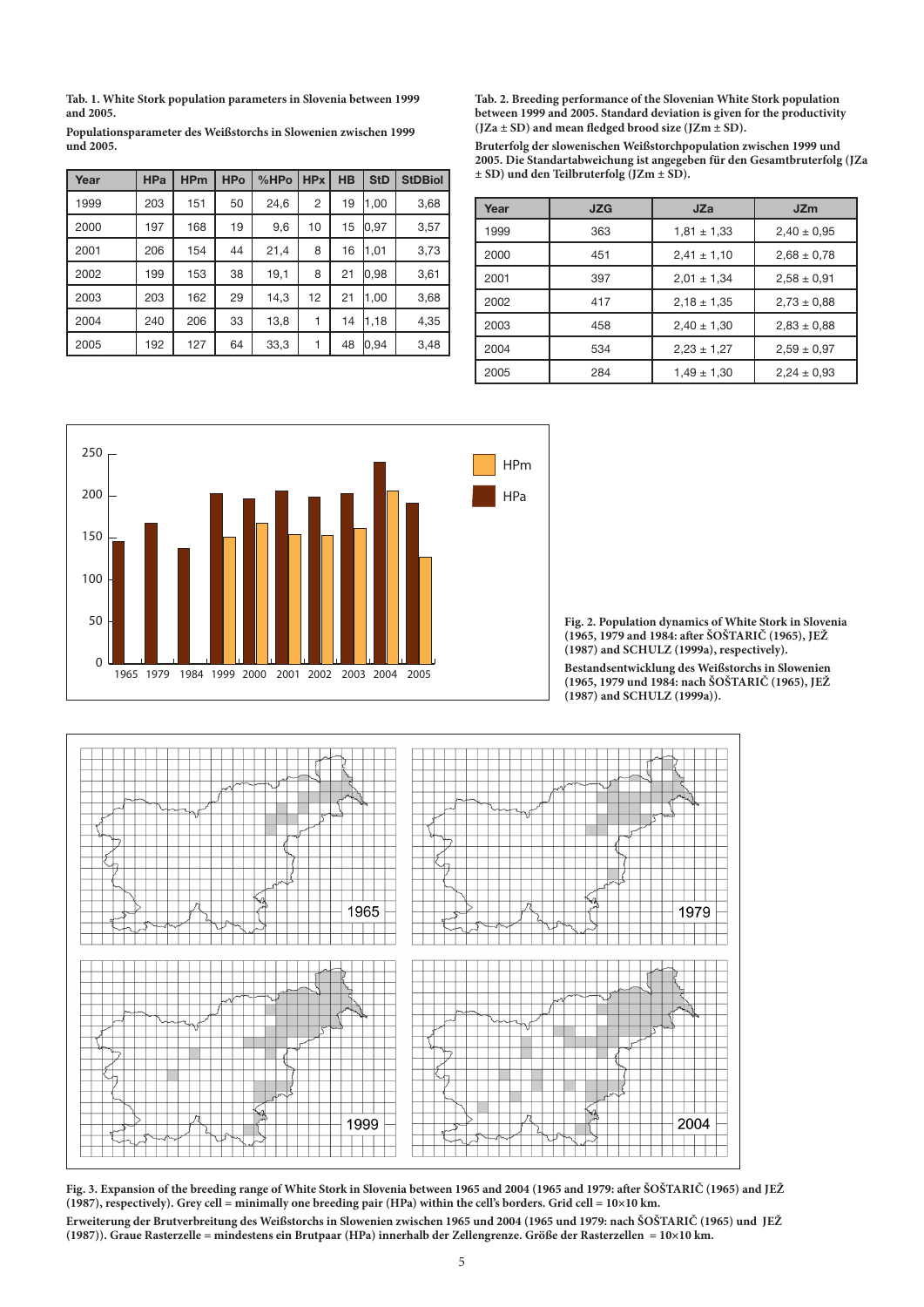**Tab. 1. White Stork population parameters in Slovenia between 1999 and 2005.**

**Populationsparameter des Weißstorchs in Slowenien zwischen 1999 und 2005.**

| Year | HPa | HPm | HPo | %HPo | HPx | HB | StD | StDBiol |
|---|---|---|---|---|---|---|---|---|
| 1999 | 203 | 151 | 50 | 24,6 | 2 | 19 | 1,00 | 3,68 |
| 2000 | 197 | 168 | 19 | 9,6 | 10 | 15 | 0,97 | 3,57 |
| 2001 | 206 | 154 | 44 | 21,4 | 8 | 16 | 1,01 | 3,73 |
| 2002 | 199 | 153 | 38 | 19,1 | 8 | 21 | 0,98 | 3,61 |
| 2003 | 203 | 162 | 29 | 14,3 | 12 | 21 | 1,00 | 3,68 |
| 2004 | 240 | 206 | 33 | 13,8 | 1 | 14 | 1,18 | 4,35 |
| 2005 | 192 | 127 | 64 | 33,3 | 1 | 48 | 0,94 | 3,48 |

**Tab. 2. Breeding performance of the Slovenian White Stork population between 1999 and 2005. Standard deviation is given for the productivity (JZa ± SD) and mean fledged brood size (JZm ± SD).**

**Bruterfolg der slowenischen Weißstorchpopulation zwischen 1999 und 2005. Die Standartabweichung ist angegeben für den Gesamtbruterfolg (JZa ± SD) und den Teilbruterfolg (JZm ± SD).**

| Year | JZG | JZa | JZm |
|---|---|---|---|
| 1999 | 363 | 1,81 ± 1,33 | 2,40 ± 0,95 |
| 2000 | 451 | 2,41 ± 1,10 | 2,68 ± 0,78 |
| 2001 | 397 | 2,01 ± 1,34 | 2,58 ± 0,91 |
| 2002 | 417 | 2,18 ± 1,35 | 2,73 ± 0,88 |
| 2003 | 458 | 2,40 ± 1,30 | 2,83 ± 0,88 |
| 2004 | 534 | 2,23 ± 1,27 | 2,59 ± 0,97 |
| 2005 | 284 | 1,49 ± 1,30 | 2,24 ± 0,93 |

**Fig. 2. Population dynamics of White Stork in Slovenia (1965, 1979 and 1984: after ŠOŠTARIČ (1965), JEŽ (1987) and SCHULZ (1999a), respectively).**

**Bestandsentwicklung des Weißstorchs in Slowenien (1965, 1979 und 1984: nach ŠOŠTARIČ (1965), JEŽ (1987) and SCHULZ (1999a)).**

**Fig. 3. Expansion of the breeding range of White Stork in Slovenia between 1965 and 2004 (1965 and 1979: after ŠOŠTARIČ (1965) and JEŽ (1987), respectively). Grey cell = minimally one breeding pair (HPa) within the cell's borders. Grid cell = 10×10 km.**

**Erweiterung der Brutverbreitung des Weißstorchs in Slowenien zwischen 1965 und 2004 (1965 und 1979: nach ŠOŠTARIČ (1965) und JEŽ (1987)). Graue Rasterzelle = mindestens ein Brutpaar (HPa) innerhalb der Zellengrenze. Größe der Rasterzellen = 10×10 km.**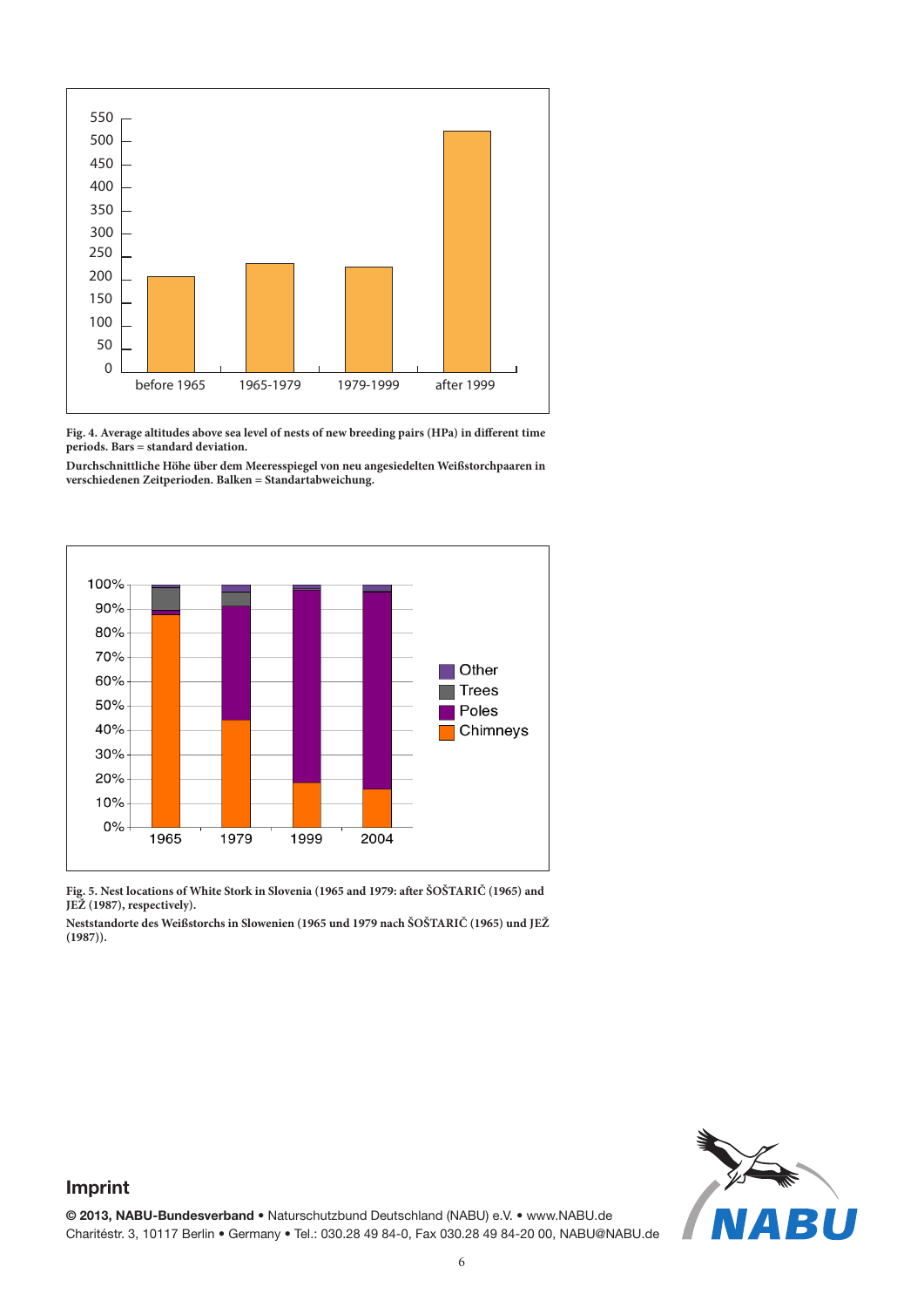550
500
450
400
350
300
250
200
150
100
50
0

before 1965
1965-1979
1979-1999
after 1999

**Fig. 4. Average altitudes above sea level of nests of new breeding pairs (HPa) in different time periods. Bars = standard deviation.**

**Durchschnittliche Höhe über dem Meeresspiegel von neu angesiedelten Weißstorchpaaren in verschiedenen Zeitperioden. Balken = Standartabweichung.**

100%
90%
80%
70%
60%
50%
40%
30%
20%
10%
0%

1965
1979
1999
2004

Other
Trees
Poles
Chimneys

**Fig. 5. Nest locations of White Stork in Slovenia (1965 and 1979: after ŠOŠTARIČ (1965) and JEŽ (1987), respectively).**

**Neststandorte des Weißstorchs in Slowenien (1965 und 1979 nach ŠOŠTARIČ (1965) und JEŽ (1987)).**

## Imprint

**© 2013, NABU-Bundesverband** • Naturschutzbund Deutschland (NABU) e.V. • www.NABU.de
Charitéstr. 3, 10117 Berlin • Germany • Tel.: 030.28 49 84-0, Fax 030.28 49 84-20 00, NABU@NABU.de

NABU